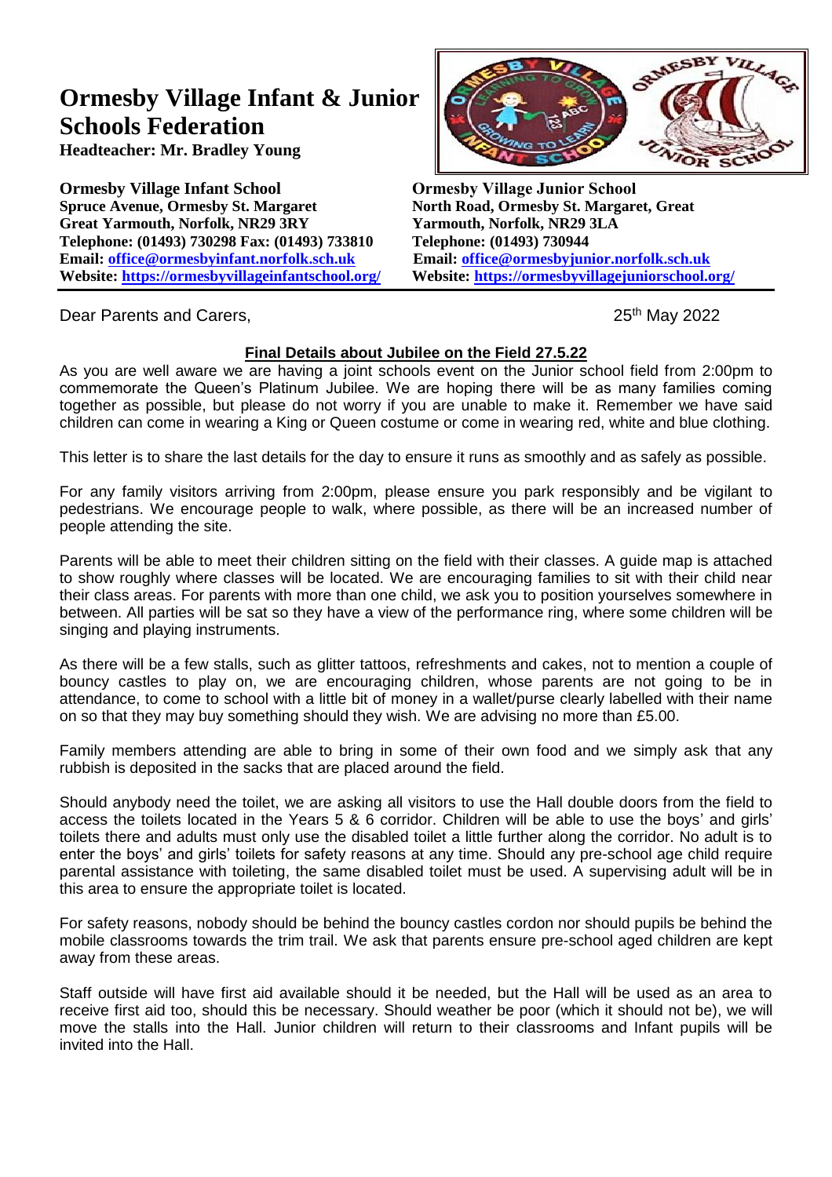# Ormesby Village Infant & Junior Schools Federation

**Headteacher: Mr. Bradley Young**

**Ormesby Village Infant School**
**Spruce Avenue, Ormesby St. Margaret**
**Great Yarmouth, Norfolk, NR29 3RY**
**Telephone: (01493) 730298 Fax: (01493) 733810**
**Email: office@ormesbyinfant.norfolk.sch.uk**
**Website: https://ormesbyvillageinfantschool.org/**

**Ormesby Village Junior School**
**North Road, Ormesby St. Margaret, Great Yarmouth, Norfolk, NR29 3LA**
**Telephone: (01493) 730944**
**Email: office@ormesbyjunior.norfolk.sch.uk**
**Website: https://ormesbyvillagejuniorschool.org/**

Dear Parents and Carers,

25th May 2022

**Final Details about Jubilee on the Field 27.5.22**

As you are well aware we are having a joint schools event on the Junior school field from 2:00pm to commemorate the Queen's Platinum Jubilee. We are hoping there will be as many families coming together as possible, but please do not worry if you are unable to make it. Remember we have said children can come in wearing a King or Queen costume or come in wearing red, white and blue clothing.

This letter is to share the last details for the day to ensure it runs as smoothly and as safely as possible.

For any family visitors arriving from 2:00pm, please ensure you park responsibly and be vigilant to pedestrians. We encourage people to walk, where possible, as there will be an increased number of people attending the site.

Parents will be able to meet their children sitting on the field with their classes. A guide map is attached to show roughly where classes will be located. We are encouraging families to sit with their child near their class areas. For parents with more than one child, we ask you to position yourselves somewhere in between. All parties will be sat so they have a view of the performance ring, where some children will be singing and playing instruments.

As there will be a few stalls, such as glitter tattoos, refreshments and cakes, not to mention a couple of bouncy castles to play on, we are encouraging children, whose parents are not going to be in attendance, to come to school with a little bit of money in a wallet/purse clearly labelled with their name on so that they may buy something should they wish. We are advising no more than £5.00.

Family members attending are able to bring in some of their own food and we simply ask that any rubbish is deposited in the sacks that are placed around the field.

Should anybody need the toilet, we are asking all visitors to use the Hall double doors from the field to access the toilets located in the Years 5 & 6 corridor. Children will be able to use the boys' and girls' toilets there and adults must only use the disabled toilet a little further along the corridor. No adult is to enter the boys' and girls' toilets for safety reasons at any time. Should any pre-school age child require parental assistance with toileting, the same disabled toilet must be used. A supervising adult will be in this area to ensure the appropriate toilet is located.

For safety reasons, nobody should be behind the bouncy castles cordon nor should pupils be behind the mobile classrooms towards the trim trail. We ask that parents ensure pre-school aged children are kept away from these areas.

Staff outside will have first aid available should it be needed, but the Hall will be used as an area to receive first aid too, should this be necessary. Should weather be poor (which it should not be), we will move the stalls into the Hall. Junior children will return to their classrooms and Infant pupils will be invited into the Hall.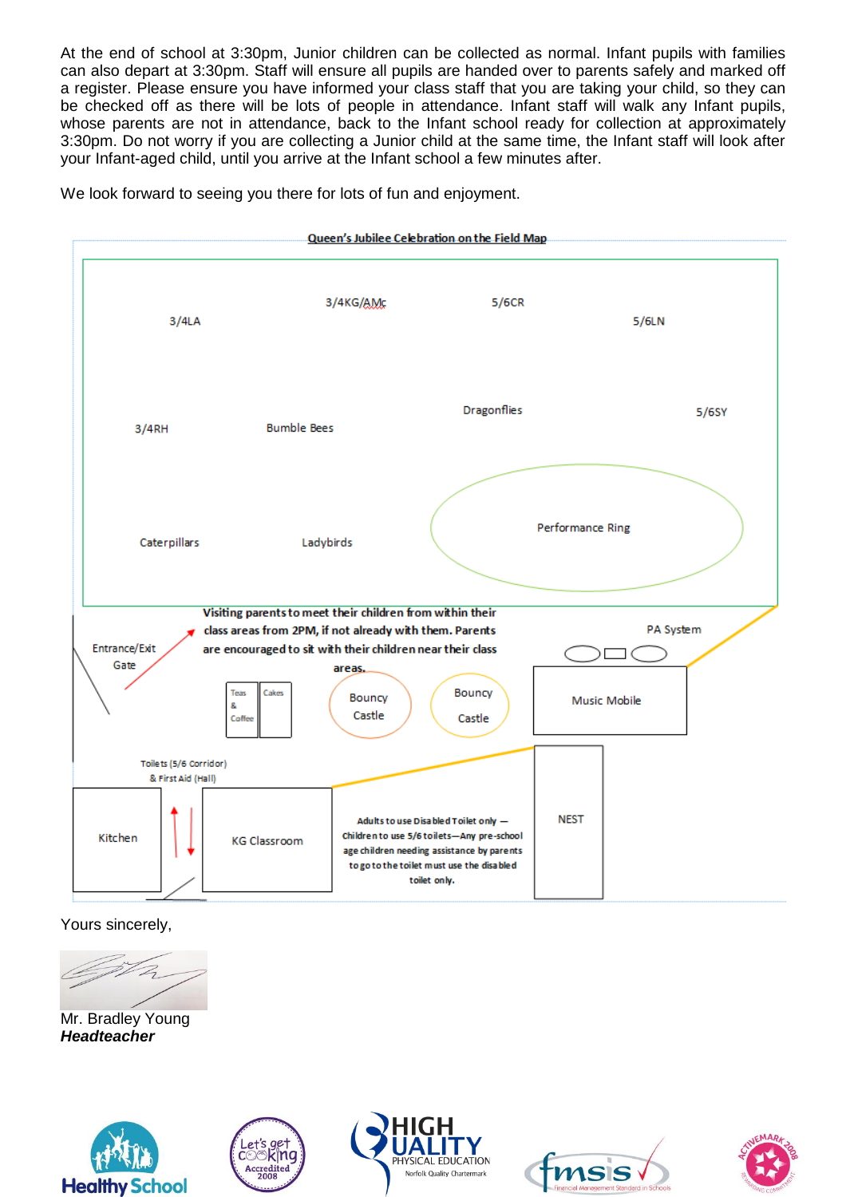At the end of school at 3:30pm, Junior children can be collected as normal. Infant pupils with families can also depart at 3:30pm. Staff will ensure all pupils are handed over to parents safely and marked off a register. Please ensure you have informed your class staff that you are taking your child, so they can be checked off as there will be lots of people in attendance. Infant staff will walk any Infant pupils, whose parents are not in attendance, back to the Infant school ready for collection at approximately 3:30pm. Do not worry if you are collecting a Junior child at the same time, the Infant staff will look after your Infant-aged child, until you arrive at the Infant school a few minutes after.

We look forward to seeing you there for lots of fun and enjoyment.

**Queen's Jubilee Celebration on the Field Map**

3/4LA

3/4KG/AMc

5/6CR

5/6LN

3/4RH

Bumble Bees

Dragonflies

5/6SY

Caterpillars

Ladybirds

Performance Ring

Entrance/Exit Gate

**Visiting parents to meet their children from within their class areas from 2PM, if not already with them. Parents are encouraged to sit with their children near their class areas.**

PA System

Teas & Coffee

Cakes

Bouncy Castle

Bouncy Castle

Music Mobile

Toilets (5/6 Corridor) & First Aid (Hall)

Kitchen

KG Classroom

**Adults to use Disabled Toilet only – Children to use 5/6 toilets—Any pre-school age children needing assistance by parents to go to the toilet must use the disabled toilet only.**

NEST

Yours sincerely,

Mr. Bradley Young
***Headteacher***

Healthy School

Let's get cooking Accredited 2008

HIGH QUALITY PHYSICAL EDUCATION Norfolk Quality Chartermark

fmsis Financial Management Standard in Schools

ACTIVEMARK 2008